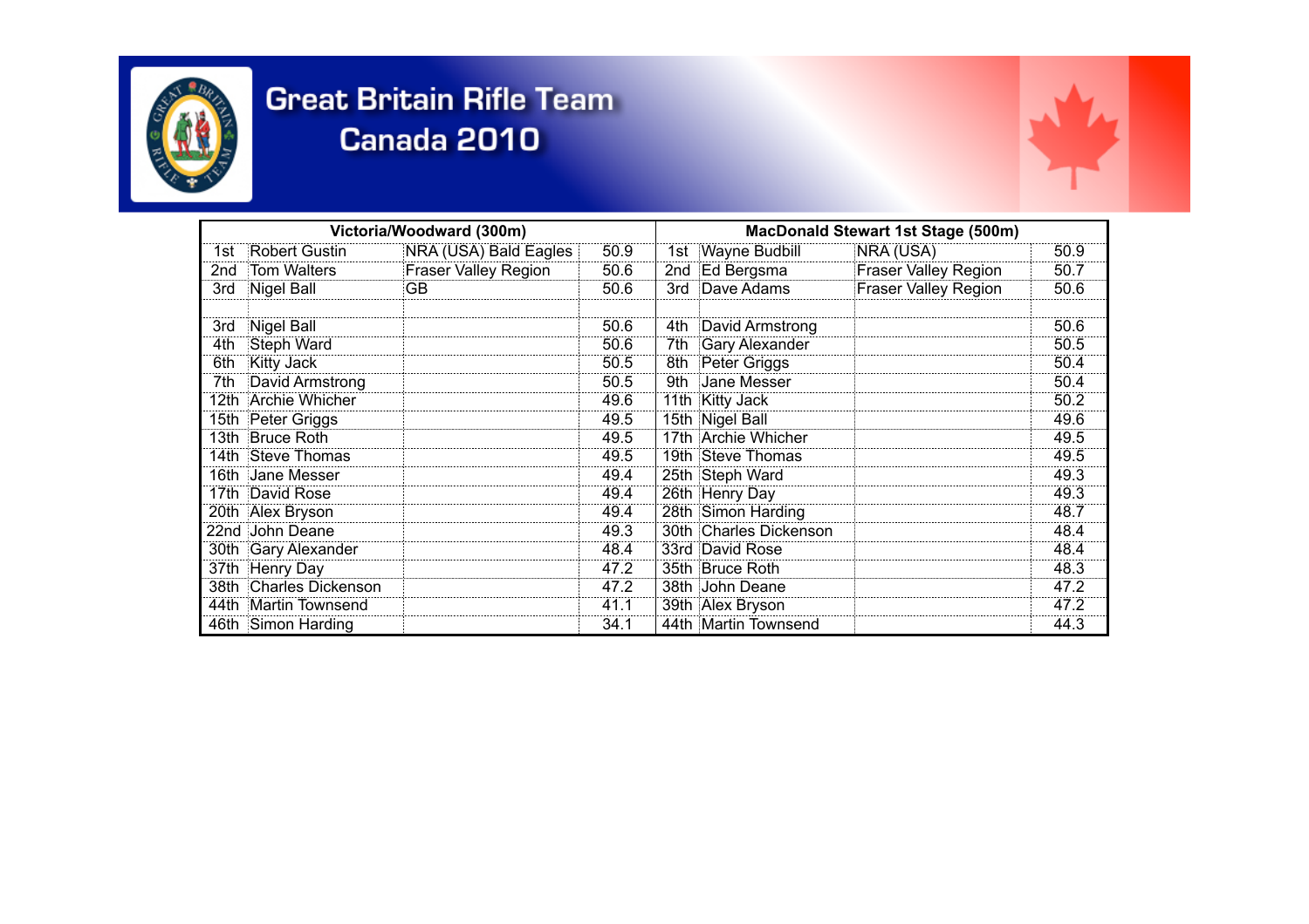# Great Britain Rifle Team

## Canada 2010

| Victoria/Woodward (300m) | | | | MacDonald Stewart 1st Stage (500m) | | | |
|---|---|---|---|---|---|---|---|
| 1st | Robert Gustin | NRA (USA) Bald Eagles | 50.9 | 1st | Wayne Budbill | NRA (USA) | 50.9 |
| 2nd | Tom Walters | Fraser Valley Region | 50.6 | 2nd | Ed Bergsma | Fraser Valley Region | 50.7 |
| 3rd | Nigel Ball | GB | 50.6 | 3rd | Dave Adams | Fraser Valley Region | 50.6 |
| | | | | | | | |
| 3rd | Nigel Ball | | 50.6 | 4th | David Armstrong | | 50.6 |
| 4th | Steph Ward | | 50.6 | 7th | Gary Alexander | | 50.5 |
| 6th | Kitty Jack | | 50.5 | 8th | Peter Griggs | | 50.4 |
| 7th | David Armstrong | | 50.5 | 9th | Jane Messer | | 50.4 |
| 12th | Archie Whicher | | 49.6 | 11th | Kitty Jack | | 50.2 |
| 15th | Peter Griggs | | 49.5 | 15th | Nigel Ball | | 49.6 |
| 13th | Bruce Roth | | 49.5 | 17th | Archie Whicher | | 49.5 |
| 14th | Steve Thomas | | 49.5 | 19th | Steve Thomas | | 49.5 |
| 16th | Jane Messer | | 49.4 | 25th | Steph Ward | | 49.3 |
| 17th | David Rose | | 49.4 | 26th | Henry Day | | 49.3 |
| 20th | Alex Bryson | | 49.4 | 28th | Simon Harding | | 48.7 |
| 22nd | John Deane | | 49.3 | 30th | Charles Dickenson | | 48.4 |
| 30th | Gary Alexander | | 48.4 | 33rd | David Rose | | 48.4 |
| 37th | Henry Day | | 47.2 | 35th | Bruce Roth | | 48.3 |
| 38th | Charles Dickenson | | 47.2 | 38th | John Deane | | 47.2 |
| 44th | Martin Townsend | | 41.1 | 39th | Alex Bryson | | 47.2 |
| 46th | Simon Harding | | 34.1 | 44th | Martin Townsend | | 44.3 |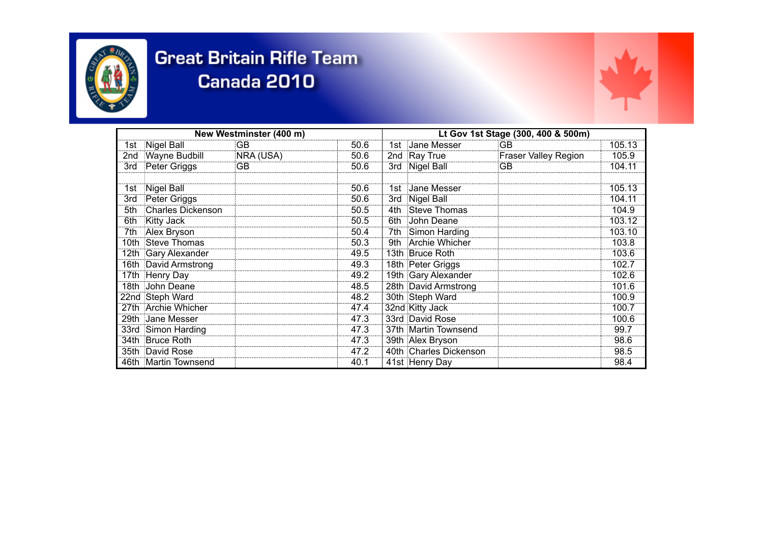# Great Britain Rifle Team Canada 2010

| New Westminster (400 m) | | | | Lt Gov 1st Stage (300, 400 & 500m) | | | |
|---|---|---|---|---|---|---|---|
| 1st | Nigel Ball | GB | 50.6 | 1st | Jane Messer | GB | 105.13 |
| 2nd | Wayne Budbill | NRA (USA) | 50.6 | 2nd | Ray True | Fraser Valley Region | 105.9 |
| 3rd | Peter Griggs | GB | 50.6 | 3rd | Nigel Ball | GB | 104.11 |
| | | | | | | | |
| 1st | Nigel Ball | | 50.6 | 1st | Jane Messer | | 105.13 |
| 3rd | Peter Griggs | | 50.6 | 3rd | Nigel Ball | | 104.11 |
| 5th | Charles Dickenson | | 50.5 | 4th | Steve Thomas | | 104.9 |
| 6th | Kitty Jack | | 50.5 | 6th | John Deane | | 103.12 |
| 7th | Alex Bryson | | 50.4 | 7th | Simon Harding | | 103.10 |
| 10th | Steve Thomas | | 50.3 | 9th | Archie Whicher | | 103.8 |
| 12th | Gary Alexander | | 49.5 | 13th | Bruce Roth | | 103.6 |
| 16th | David Armstrong | | 49.3 | 18th | Peter Griggs | | 102.7 |
| 17th | Henry Day | | 49.2 | 19th | Gary Alexander | | 102.6 |
| 18th | John Deane | | 48.5 | 28th | David Armstrong | | 101.6 |
| 22nd | Steph Ward | | 48.2 | 30th | Steph Ward | | 100.9 |
| 27th | Archie Whicher | | 47.4 | 32nd | Kitty Jack | | 100.7 |
| 29th | Jane Messer | | 47.3 | 33rd | David Rose | | 100.6 |
| 33rd | Simon Harding | | 47.3 | 37th | Martin Townsend | | 99.7 |
| 34th | Bruce Roth | | 47.3 | 39th | Alex Bryson | | 98.6 |
| 35th | David Rose | | 47.2 | 40th | Charles Dickenson | | 98.5 |
| 46th | Martin Townsend | | 40.1 | 41st | Henry Day | | 98.4 |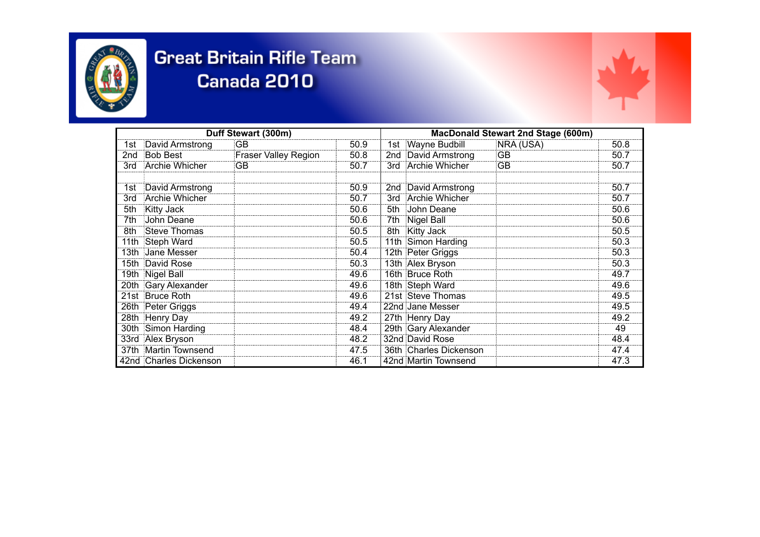# Great Britain Rifle Team
## Canada 2010

| Duff Stewart (300m) | | | | MacDonald Stewart 2nd Stage (600m) | | | |
|---|---|---|---|---|---|---|---|
| 1st | David Armstrong | GB | 50.9 | 1st | Wayne Budbill | NRA (USA) | 50.8 |
| 2nd | Bob Best | Fraser Valley Region | 50.8 | 2nd | David Armstrong | GB | 50.7 |
| 3rd | Archie Whicher | GB | 50.7 | 3rd | Archie Whicher | GB | 50.7 |
| | | | | | | | |
| 1st | David Armstrong | | 50.9 | 2nd | David Armstrong | | 50.7 |
| 3rd | Archie Whicher | | 50.7 | 3rd | Archie Whicher | | 50.7 |
| 5th | Kitty Jack | | 50.6 | 5th | John Deane | | 50.6 |
| 7th | John Deane | | 50.6 | 7th | Nigel Ball | | 50.6 |
| 8th | Steve Thomas | | 50.5 | 8th | Kitty Jack | | 50.5 |
| 11th | Steph Ward | | 50.5 | 11th | Simon Harding | | 50.3 |
| 13th | Jane Messer | | 50.4 | 12th | Peter Griggs | | 50.3 |
| 15th | David Rose | | 50.3 | 13th | Alex Bryson | | 50.3 |
| 19th | Nigel Ball | | 49.6 | 16th | Bruce Roth | | 49.7 |
| 20th | Gary Alexander | | 49.6 | 18th | Steph Ward | | 49.6 |
| 21st | Bruce Roth | | 49.6 | 21st | Steve Thomas | | 49.5 |
| 26th | Peter Griggs | | 49.4 | 22nd | Jane Messer | | 49.5 |
| 28th | Henry Day | | 49.2 | 27th | Henry Day | | 49.2 |
| 30th | Simon Harding | | 48.4 | 29th | Gary Alexander | | 49 |
| 33rd | Alex Bryson | | 48.2 | 32nd | David Rose | | 48.4 |
| 37th | Martin Townsend | | 47.5 | 36th | Charles Dickenson | | 47.4 |
| 42nd | Charles Dickenson | | 46.1 | 42nd | Martin Townsend | | 47.3 |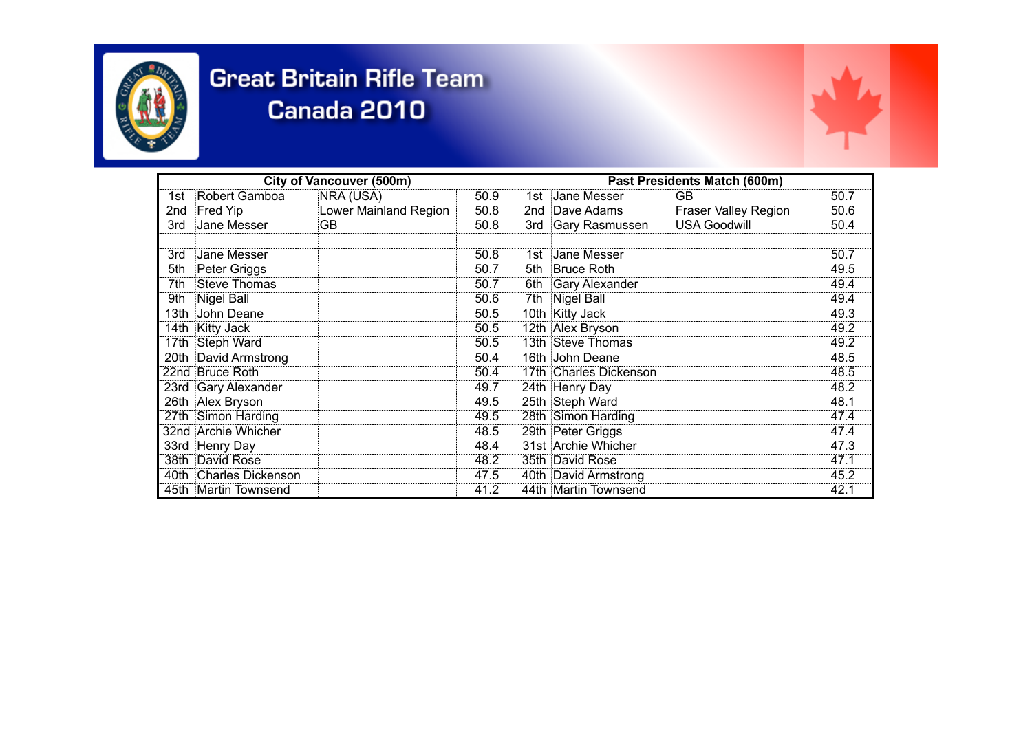# Great Britain Rifle Team
## Canada 2010

| City of Vancouver (500m) | | | | Past Presidents Match (600m) | | | |
|---|---|---|---|---|---|---|---|
| 1st | Robert Gamboa | NRA (USA) | 50.9 | 1st | Jane Messer | GB | 50.7 |
| 2nd | Fred Yip | Lower Mainland Region | 50.8 | 2nd | Dave Adams | Fraser Valley Region | 50.6 |
| 3rd | Jane Messer | GB | 50.8 | 3rd | Gary Rasmussen | USA Goodwill | 50.4 |
| | | | | | | | |
| 3rd | Jane Messer | | 50.8 | 1st | Jane Messer | | 50.7 |
| 5th | Peter Griggs | | 50.7 | 5th | Bruce Roth | | 49.5 |
| 7th | Steve Thomas | | 50.7 | 6th | Gary Alexander | | 49.4 |
| 9th | Nigel Ball | | 50.6 | 7th | Nigel Ball | | 49.4 |
| 13th | John Deane | | 50.5 | 10th | Kitty Jack | | 49.3 |
| 14th | Kitty Jack | | 50.5 | 12th | Alex Bryson | | 49.2 |
| 17th | Steph Ward | | 50.5 | 13th | Steve Thomas | | 49.2 |
| 20th | David Armstrong | | 50.4 | 16th | John Deane | | 48.5 |
| 22nd | Bruce Roth | | 50.4 | 17th | Charles Dickenson | | 48.5 |
| 23rd | Gary Alexander | | 49.7 | 24th | Henry Day | | 48.2 |
| 26th | Alex Bryson | | 49.5 | 25th | Steph Ward | | 48.1 |
| 27th | Simon Harding | | 49.5 | 28th | Simon Harding | | 47.4 |
| 32nd | Archie Whicher | | 48.5 | 29th | Peter Griggs | | 47.4 |
| 33rd | Henry Day | | 48.4 | 31st | Archie Whicher | | 47.3 |
| 38th | David Rose | | 48.2 | 35th | David Rose | | 47.1 |
| 40th | Charles Dickenson | | 47.5 | 40th | David Armstrong | | 45.2 |
| 45th | Martin Townsend | | 41.2 | 44th | Martin Townsend | | 42.1 |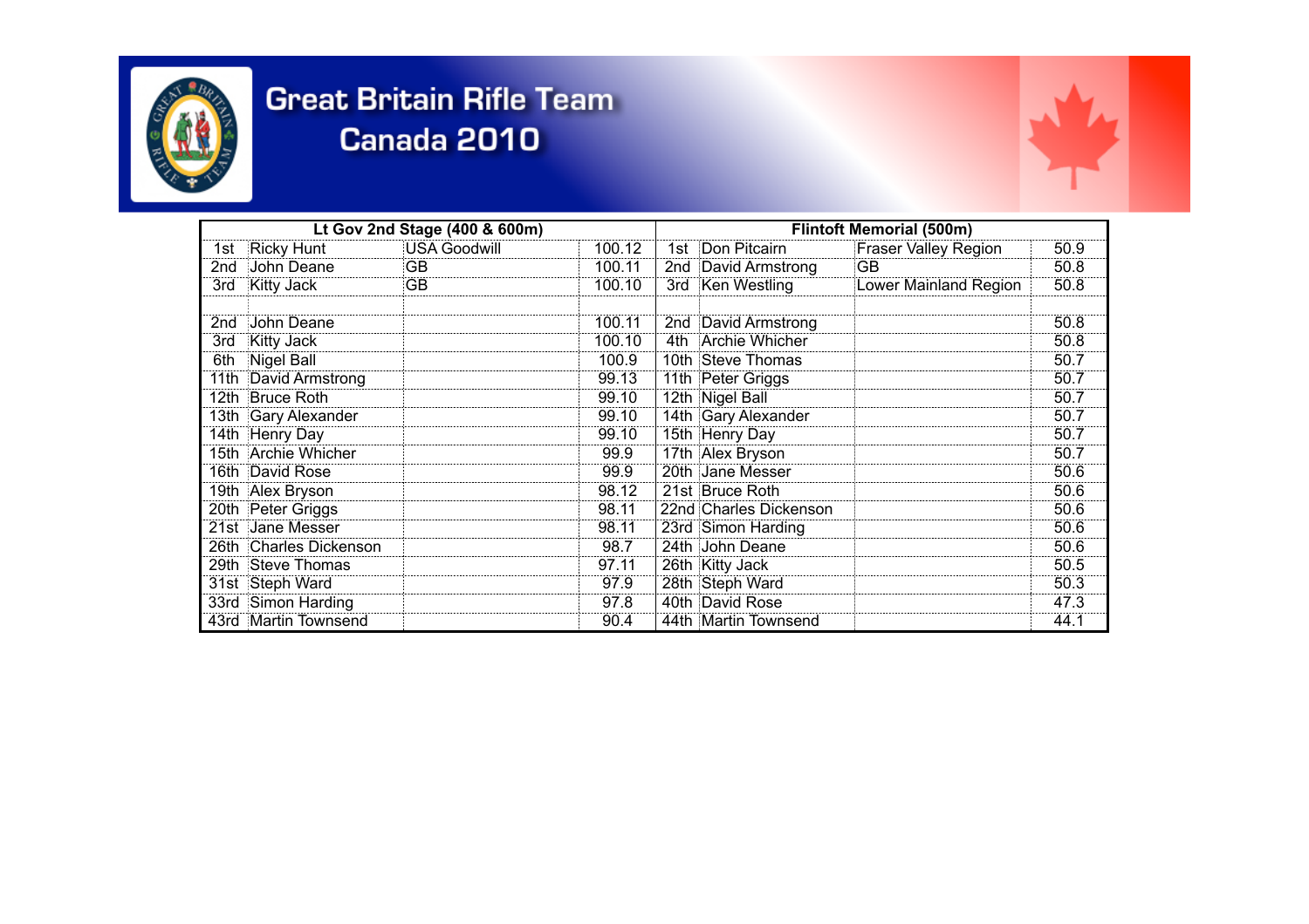# Great Britain Rifle Team
## Canada 2010

| Lt Gov 2nd Stage (400 & 600m) | | | | Flintoft Memorial (500m) | | | |
|---|---|---|---|---|---|---|---|
| 1st | Ricky Hunt | USA Goodwill | 100.12 | 1st | Don Pitcairn | Fraser Valley Region | 50.9 |
| 2nd | John Deane | GB | 100.11 | 2nd | David Armstrong | GB | 50.8 |
| 3rd | Kitty Jack | GB | 100.10 | 3rd | Ken Westling | Lower Mainland Region | 50.8 |
| | | | | | | | |
| 2nd | John Deane | | 100.11 | 2nd | David Armstrong | | 50.8 |
| 3rd | Kitty Jack | | 100.10 | 4th | Archie Whicher | | 50.8 |
| 6th | Nigel Ball | | 100.9 | 10th | Steve Thomas | | 50.7 |
| 11th | David Armstrong | | 99.13 | 11th | Peter Griggs | | 50.7 |
| 12th | Bruce Roth | | 99.10 | 12th | Nigel Ball | | 50.7 |
| 13th | Gary Alexander | | 99.10 | 14th | Gary Alexander | | 50.7 |
| 14th | Henry Day | | 99.10 | 15th | Henry Day | | 50.7 |
| 15th | Archie Whicher | | 99.9 | 17th | Alex Bryson | | 50.7 |
| 16th | David Rose | | 99.9 | 20th | Jane Messer | | 50.6 |
| 19th | Alex Bryson | | 98.12 | 21st | Bruce Roth | | 50.6 |
| 20th | Peter Griggs | | 98.11 | 22nd | Charles Dickenson | | 50.6 |
| 21st | Jane Messer | | 98.11 | 23rd | Simon Harding | | 50.6 |
| 26th | Charles Dickenson | | 98.7 | 24th | John Deane | | 50.6 |
| 29th | Steve Thomas | | 97.11 | 26th | Kitty Jack | | 50.5 |
| 31st | Steph Ward | | 97.9 | 28th | Steph Ward | | 50.3 |
| 33rd | Simon Harding | | 97.8 | 40th | David Rose | | 47.3 |
| 43rd | Martin Townsend | | 90.4 | 44th | Martin Townsend | | 44.1 |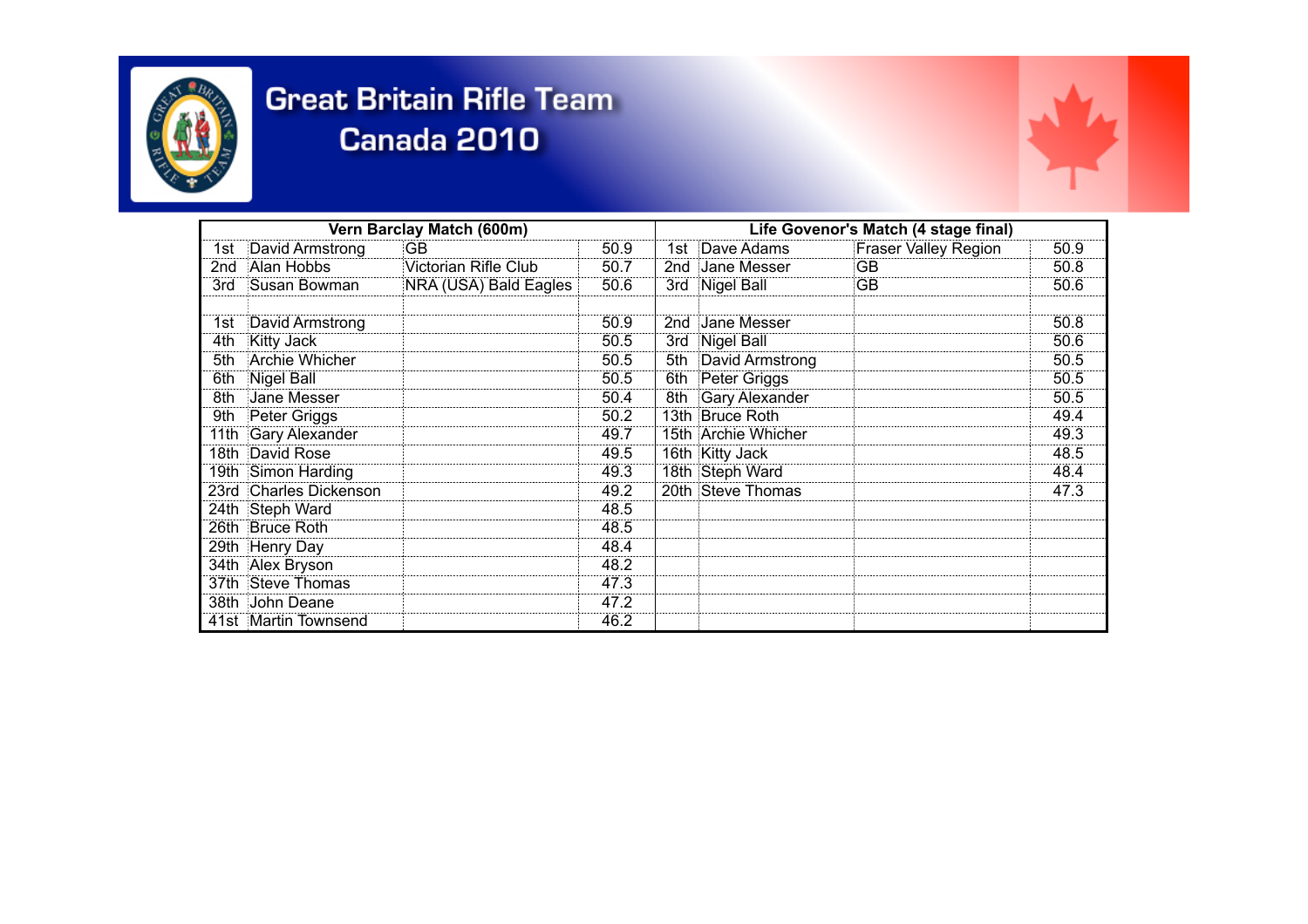# Great Britain Rifle Team
## Canada 2010

| Vern Barclay Match (600m) | | | | Life Govenor's Match (4 stage final) | | | |
|---|---|---|---|---|---|---|---|
| 1st | David Armstrong | GB | 50.9 | 1st | Dave Adams | Fraser Valley Region | 50.9 |
| 2nd | Alan Hobbs | Victorian Rifle Club | 50.7 | 2nd | Jane Messer | GB | 50.8 |
| 3rd | Susan Bowman | NRA (USA) Bald Eagles | 50.6 | 3rd | Nigel Ball | GB | 50.6 |
| | | | | | | | |
| 1st | David Armstrong | | 50.9 | 2nd | Jane Messer | | 50.8 |
| 4th | Kitty Jack | | 50.5 | 3rd | Nigel Ball | | 50.6 |
| 5th | Archie Whicher | | 50.5 | 5th | David Armstrong | | 50.5 |
| 6th | Nigel Ball | | 50.5 | 6th | Peter Griggs | | 50.5 |
| 8th | Jane Messer | | 50.4 | 8th | Gary Alexander | | 50.5 |
| 9th | Peter Griggs | | 50.2 | 13th | Bruce Roth | | 49.4 |
| 11th | Gary Alexander | | 49.7 | 15th | Archie Whicher | | 49.3 |
| 18th | David Rose | | 49.5 | 16th | Kitty Jack | | 48.5 |
| 19th | Simon Harding | | 49.3 | 18th | Steph Ward | | 48.4 |
| 23rd | Charles Dickenson | | 49.2 | 20th | Steve Thomas | | 47.3 |
| 24th | Steph Ward | | 48.5 | | | | |
| 26th | Bruce Roth | | 48.5 | | | | |
| 29th | Henry Day | | 48.4 | | | | |
| 34th | Alex Bryson | | 48.2 | | | | |
| 37th | Steve Thomas | | 47.3 | | | | |
| 38th | John Deane | | 47.2 | | | | |
| 41st | Martin Townsend | | 46.2 | | | | |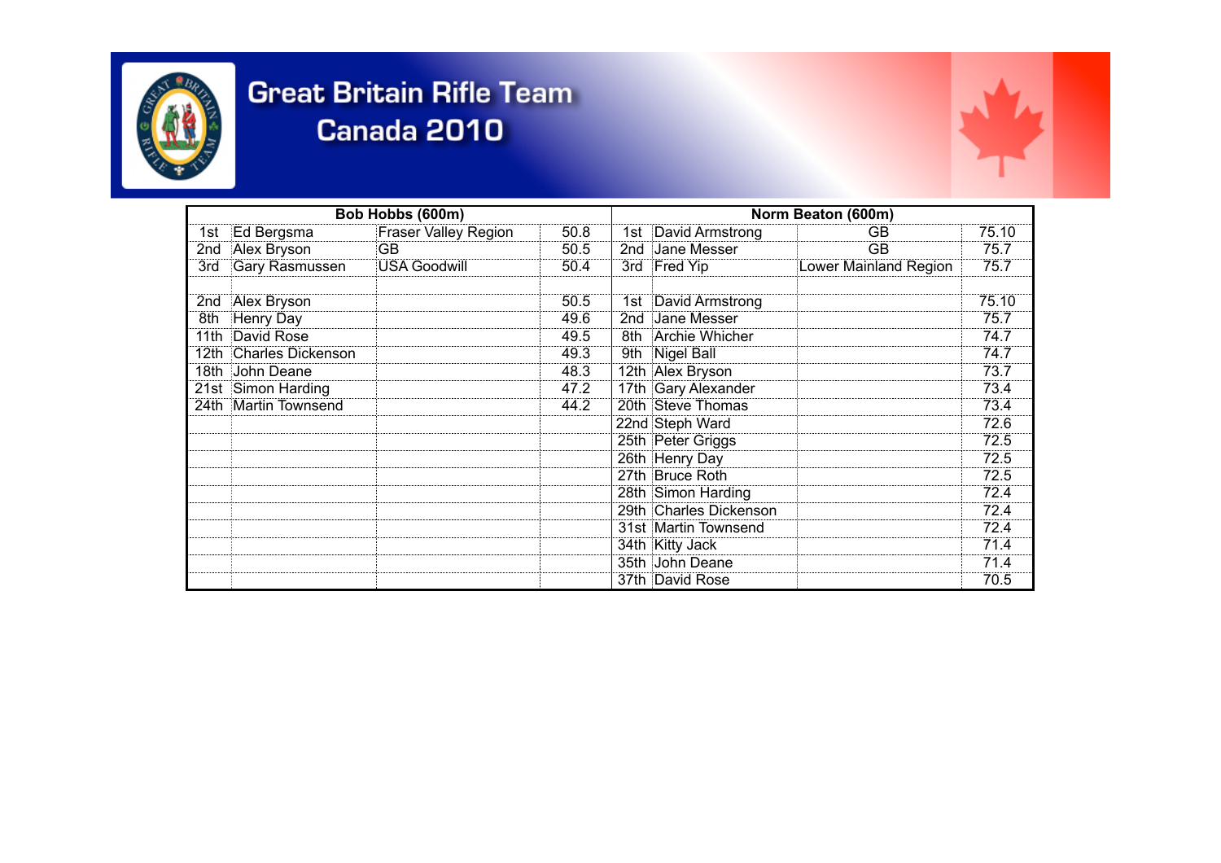# Great Britain Rifle Team Canada 2010

| Bob Hobbs (600m) | | | | Norm Beaton (600m) | | | |
|---|---|---|---|---|---|---|---|
| 1st | Ed Bergsma | Fraser Valley Region | 50.8 | 1st | David Armstrong | GB | 75.10 |
| 2nd | Alex Bryson | GB | 50.5 | 2nd | Jane Messer | GB | 75.7 |
| 3rd | Gary Rasmussen | USA Goodwill | 50.4 | 3rd | Fred Yip | Lower Mainland Region | 75.7 |
| | | | | | | | |
| 2nd | Alex Bryson | | 50.5 | 1st | David Armstrong | | 75.10 |
| 8th | Henry Day | | 49.6 | 2nd | Jane Messer | | 75.7 |
| 11th | David Rose | | 49.5 | 8th | Archie Whicher | | 74.7 |
| 12th | Charles Dickenson | | 49.3 | 9th | Nigel Ball | | 74.7 |
| 18th | John Deane | | 48.3 | 12th | Alex Bryson | | 73.7 |
| 21st | Simon Harding | | 47.2 | 17th | Gary Alexander | | 73.4 |
| 24th | Martin Townsend | | 44.2 | 20th | Steve Thomas | | 73.4 |
| | | | | 22nd | Steph Ward | | 72.6 |
| | | | | 25th | Peter Griggs | | 72.5 |
| | | | | 26th | Henry Day | | 72.5 |
| | | | | 27th | Bruce Roth | | 72.5 |
| | | | | 28th | Simon Harding | | 72.4 |
| | | | | 29th | Charles Dickenson | | 72.4 |
| | | | | 31st | Martin Townsend | | 72.4 |
| | | | | 34th | Kitty Jack | | 71.4 |
| | | | | 35th | John Deane | | 71.4 |
| | | | | 37th | David Rose | | 70.5 |